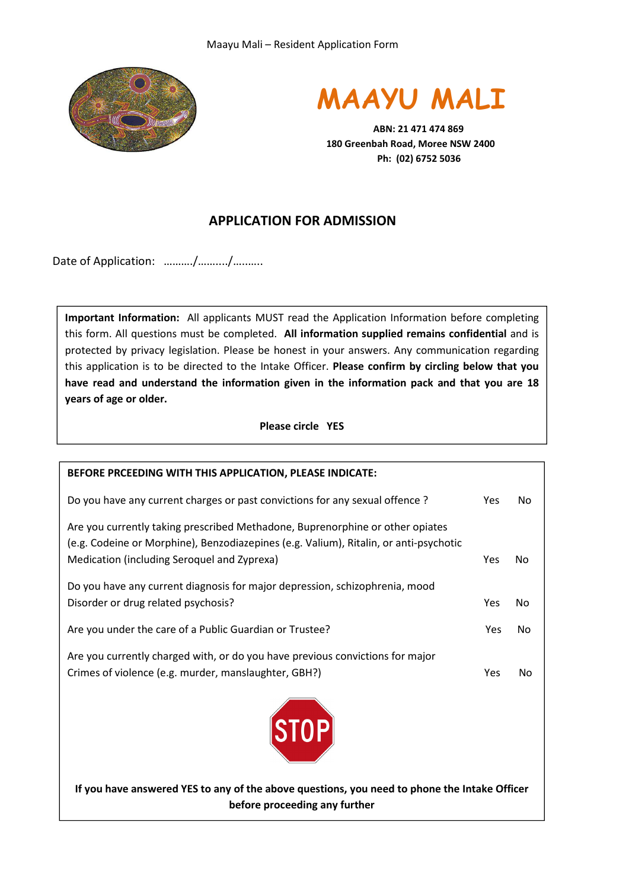# MAAYU MALI

**ABN: 21 471 474 869**
**180 Greenbah Road, Moree NSW 2400**
**Ph: (02) 6752 5036**

## APPLICATION FOR ADMISSION

Date of Application: ………./……..../……….

**Important Information:** All applicants MUST read the Application Information before completing this form. All questions must be completed. **All information supplied remains confidential** and is protected by privacy legislation. Please be honest in your answers. Any communication regarding this application is to be directed to the Intake Officer. **Please confirm by circling below that you have read and understand the information given in the information pack and that you are 18 years of age or older.**

**Please circle YES**

**BEFORE PRCEEDING WITH THIS APPLICATION, PLEASE INDICATE:**

| | | |
|---|---|---|
| Do you have any current charges or past convictions for any sexual offence ? | Yes | No |
| Are you currently taking prescribed Methadone, Buprenorphine or other opiates (e.g. Codeine or Morphine), Benzodiazepines (e.g. Valium), Ritalin, or anti-psychotic Medication (including Seroquel and Zyprexa) | Yes | No |
| Do you have any current diagnosis for major depression, schizophrenia, mood Disorder or drug related psychosis? | Yes | No |
| Are you under the care of a Public Guardian or Trustee? | Yes | No |
| Are you currently charged with, or do you have previous convictions for major Crimes of violence (e.g. murder, manslaughter, GBH?) | Yes | No |

STOP

**If you have answered YES to any of the above questions, you need to phone the Intake Officer before proceeding any further**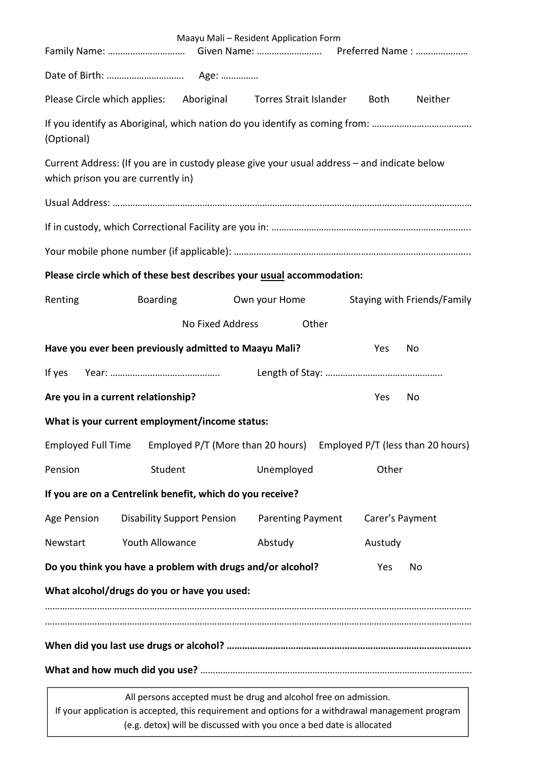Maayu Mali – Resident Application Form

Family Name: …………………………. Given Name: ……………………. Preferred Name : …………………

Date of Birth: …………………………. Age: ……………

Please Circle which applies: Aboriginal Torres Strait Islander Both Neither

If you identify as Aboriginal, which nation do you identify as coming from: ………………………………… (Optional)

Current Address: (If you are in custody please give your usual address – and indicate below which prison you are currently in)

Usual Address: ……………………………………………………………………………………………………………………………

If in custody, which Correctional Facility are you in: ……………………………………………………………………..

Your mobile phone number (if applicable): ……………………………………………………………………………………..

**Please circle which of these best describes your <u>usual</u> accommodation:**

Renting Boarding Own your Home Staying with Friends/Family

No Fixed Address Other

**Have you ever been previously admitted to Maayu Mali?** Yes No

If yes Year: …………………………………….. Length of Stay: ………………………………………..

**Are you in a current relationship?** Yes No

**What is your current employment/income status:**

Employed Full Time Employed P/T (More than 20 hours) Employed P/T (less than 20 hours)

Pension Student Unemployed Other

**If you are on a Centrelink benefit, which do you receive?**

Age Pension Disability Support Pension Parenting Payment Carer's Payment

Newstart Youth Allowance Abstudy Austudy

**Do you think you have a problem with drugs and/or alcohol?** Yes No

**What alcohol/drugs do you or have you used:**

…………………………………………………………………………………………………………………………………………………

…………………………………………………………………………………………………………………………………………………

**When did you last use drugs or alcohol? ……………………………………………………………………………….**

**What and how much did you use?** ……………………………………………………………………………………………

All persons accepted must be drug and alcohol free on admission.
If your application is accepted, this requirement and options for a withdrawal management program (e.g. detox) will be discussed with you once a bed date is allocated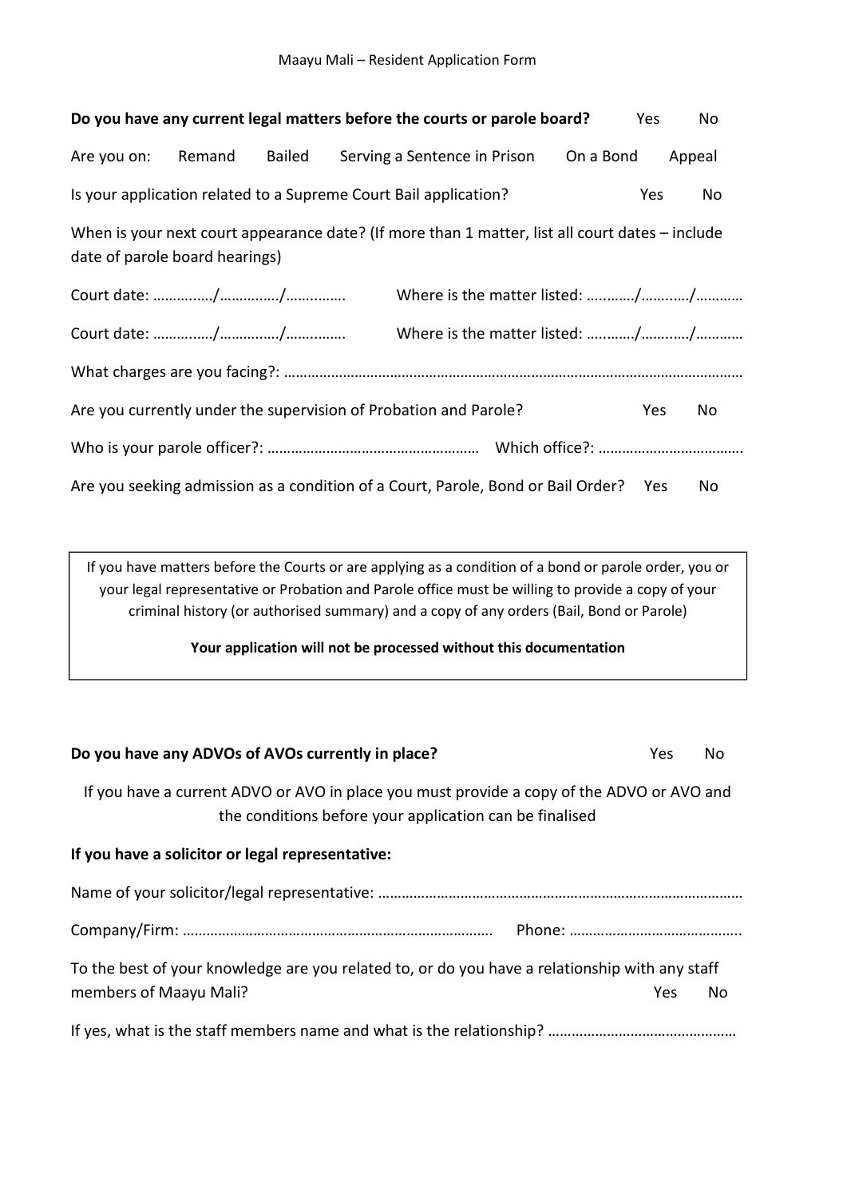**Do you have any current legal matters before the courts or parole board?** Yes No

Are you on: Remand Bailed Serving a Sentence in Prison On a Bond Appeal

Is your application related to a Supreme Court Bail application? Yes No

When is your next court appearance date? (If more than 1 matter, list all court dates – include date of parole board hearings)

Court date: ……..……/…………..…/…….…….  Where is the matter listed: ….………/…….…./…………

Court date: ……..……/…………..…/…….…….  Where is the matter listed: ….………/…….…./…………

What charges are you facing?: ………………………………………………………………………………………………………

Are you currently under the supervision of Probation and Parole? Yes No

Who is your parole officer?: ………………………………………………  Which office?: ………………………………

Are you seeking admission as a condition of a Court, Parole, Bond or Bail Order? Yes No

> If you have matters before the Courts or are applying as a condition of a bond or parole order, you or your legal representative or Probation and Parole office must be willing to provide a copy of your criminal history (or authorised summary) and a copy of any orders (Bail, Bond or Parole)
>
> **Your application will not be processed without this documentation**

**Do you have any ADVOs of AVOs currently in place?** Yes No

If you have a current ADVO or AVO in place you must provide a copy of the ADVO or AVO and the conditions before your application can be finalised

**If you have a solicitor or legal representative:**

Name of your solicitor/legal representative: ………………………………………………………………………………

Company/Firm: …………………………………………………………………….  Phone: ……………………………………..

To the best of your knowledge are you related to, or do you have a relationship with any staff members of Maayu Mali? Yes No

If yes, what is the staff members name and what is the relationship? …………………………………………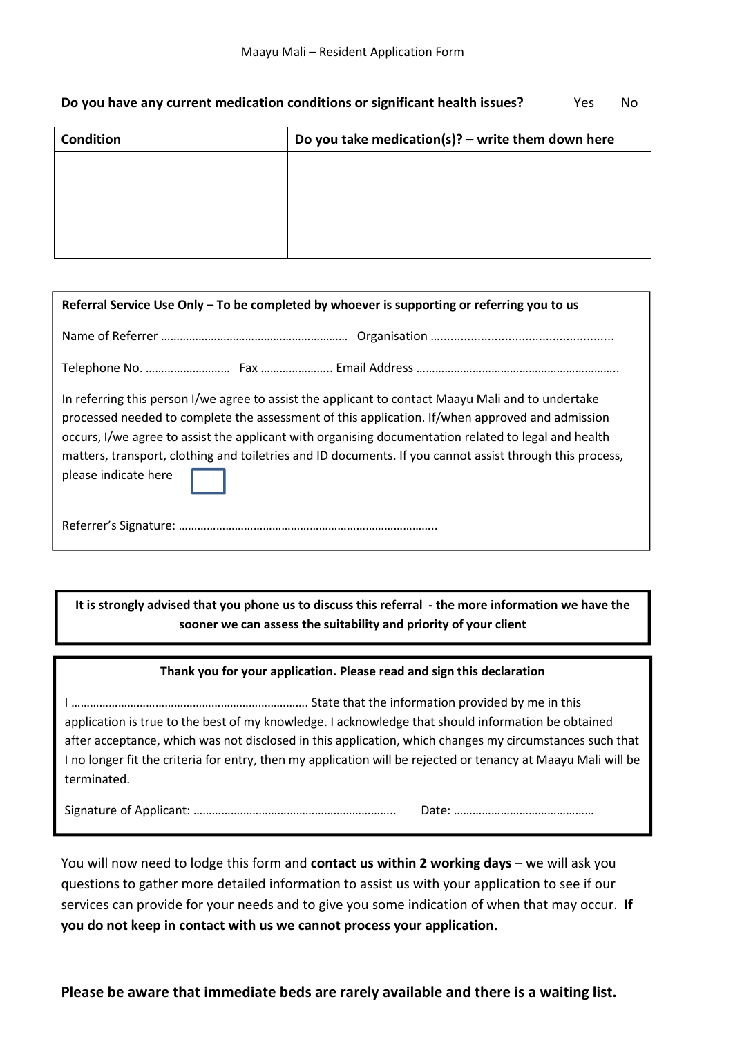**Do you have any current medication conditions or significant health issues?** Yes No

| Condition | Do you take medication(s)? – write them down here |
| --- | --- |
| | |
| | |
| | |

**Referral Service Use Only – To be completed by whoever is supporting or referring you to us**

Name of Referrer …………………………………………………… Organisation …...................................................

Telephone No. ……………………… Fax ………………….. Email Address ………………………………………………………..

In referring this person I/we agree to assist the applicant to contact Maayu Mali and to undertake processed needed to complete the assessment of this application. If/when approved and admission occurs, I/we agree to assist the applicant with organising documentation related to legal and health matters, transport, clothing and toiletries and ID documents. If you cannot assist through this process, please indicate here ☐

Referrer's Signature: ………………………………………………………………………..

**It is strongly advised that you phone us to discuss this referral - the more information we have the sooner we can assess the suitability and priority of your client**

**Thank you for your application. Please read and sign this declaration**

I ………………………………………………………………. State that the information provided by me in this application is true to the best of my knowledge. I acknowledge that should information be obtained after acceptance, which was not disclosed in this application, which changes my circumstances such that I no longer fit the criteria for entry, then my application will be rejected or tenancy at Maayu Mali will be terminated.

Signature of Applicant: ……………………………………………………….. Date: ………………………………………

You will now need to lodge this form and **contact us within 2 working days** – we will ask you questions to gather more detailed information to assist us with your application to see if our services can provide for your needs and to give you some indication of when that may occur. **If you do not keep in contact with us we cannot process your application.**

**Please be aware that immediate beds are rarely available and there is a waiting list.**